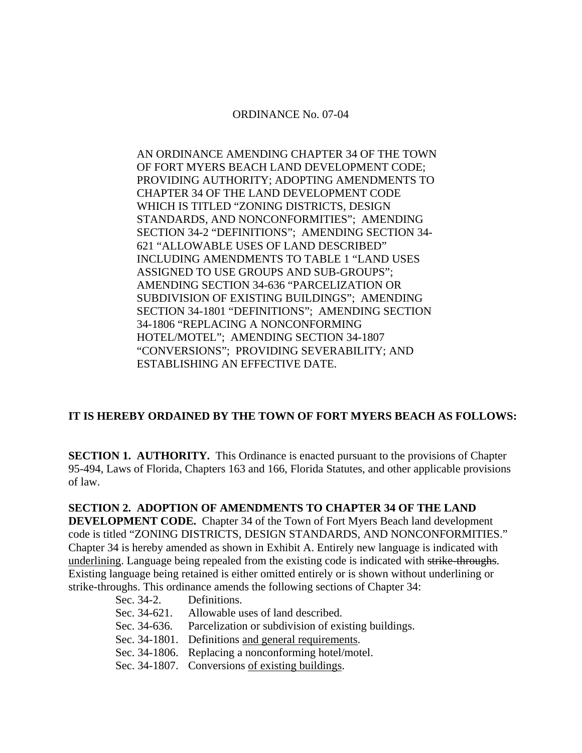# ORDINANCE No. 07-04

AN ORDINANCE AMENDING CHAPTER 34 OF THE TOWN OF FORT MYERS BEACH LAND DEVELOPMENT CODE; PROVIDING AUTHORITY; ADOPTING AMENDMENTS TO CHAPTER 34 OF THE LAND DEVELOPMENT CODE WHICH IS TITLED "ZONING DISTRICTS, DESIGN STANDARDS, AND NONCONFORMITIES"; AMENDING SECTION 34-2 "DEFINITIONS"; AMENDING SECTION 34-621 "ALLOWABLE USES OF LAND DESCRIBED" INCLUDING AMENDMENTS TO TABLE 1 "LAND USES ASSIGNED TO USE GROUPS AND SUB-GROUPS"; AMENDING SECTION 34-636 "PARCELIZATION OR SUBDIVISION OF EXISTING BUILDINGS"; AMENDING SECTION 34-1801 "DEFINITIONS"; AMENDING SECTION 34-1806 "REPLACING A NONCONFORMING HOTEL/MOTEL"; AMENDING SECTION 34-1807 "CONVERSIONS"; PROVIDING SEVERABILITY; AND ESTABLISHING AN EFFECTIVE DATE.

**IT IS HEREBY ORDAINED BY THE TOWN OF FORT MYERS BEACH AS FOLLOWS:**

**SECTION 1. AUTHORITY.** This Ordinance is enacted pursuant to the provisions of Chapter 95-494, Laws of Florida, Chapters 163 and 166, Florida Statutes, and other applicable provisions of law.

**SECTION 2. ADOPTION OF AMENDMENTS TO CHAPTER 34 OF THE LAND DEVELOPMENT CODE.** Chapter 34 of the Town of Fort Myers Beach land development code is titled "ZONING DISTRICTS, DESIGN STANDARDS, AND NONCONFORMITIES." Chapter 34 is hereby amended as shown in Exhibit A. Entirely new language is indicated with <u>underlining</u>. Language being repealed from the existing code is indicated with ~~strike-throughs~~. Existing language being retained is either omitted entirely or is shown without underlining or strike-throughs. This ordinance amends the following sections of Chapter 34:

- Sec. 34-2. Definitions.
- Sec. 34-621. Allowable uses of land described.
- Sec. 34-636. Parcelization or subdivision of existing buildings.
- Sec. 34-1801. Definitions <u>and general requirements</u>.
- Sec. 34-1806. Replacing a nonconforming hotel/motel.
- Sec. 34-1807. Conversions <u>of existing buildings</u>.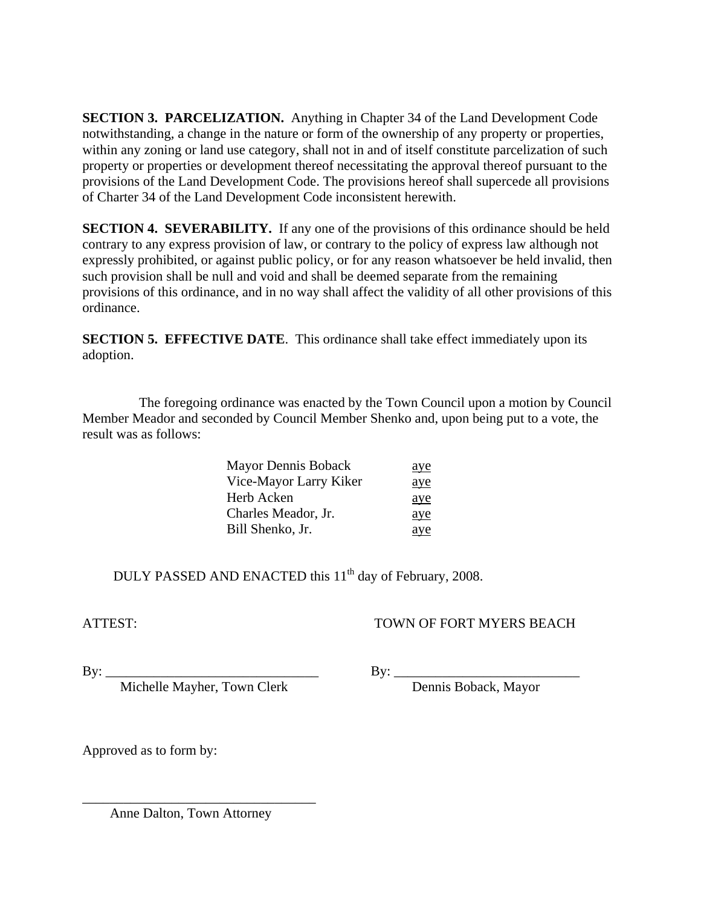**SECTION 3. PARCELIZATION.** Anything in Chapter 34 of the Land Development Code notwithstanding, a change in the nature or form of the ownership of any property or properties, within any zoning or land use category, shall not in and of itself constitute parcelization of such property or properties or development thereof necessitating the approval thereof pursuant to the provisions of the Land Development Code. The provisions hereof shall supercede all provisions of Charter 34 of the Land Development Code inconsistent herewith.

**SECTION 4. SEVERABILITY.** If any one of the provisions of this ordinance should be held contrary to any express provision of law, or contrary to the policy of express law although not expressly prohibited, or against public policy, or for any reason whatsoever be held invalid, then such provision shall be null and void and shall be deemed separate from the remaining provisions of this ordinance, and in no way shall affect the validity of all other provisions of this ordinance.

**SECTION 5. EFFECTIVE DATE**. This ordinance shall take effect immediately upon its adoption.

The foregoing ordinance was enacted by the Town Council upon a motion by Council Member Meador and seconded by Council Member Shenko and, upon being put to a vote, the result was as follows:

| | |
|---|---|
| Mayor Dennis Boback | aye |
| Vice-Mayor Larry Kiker | aye |
| Herb Acken | aye |
| Charles Meador, Jr. | aye |
| Bill Shenko, Jr. | aye |

DULY PASSED AND ENACTED this 11th day of February, 2008.

ATTEST: TOWN OF FORT MYERS BEACH

By: _______________________________ Michelle Mayher, Town Clerk

By: ___________________________ Dennis Boback, Mayor

Approved as to form by:

_________________________________

Anne Dalton, Town Attorney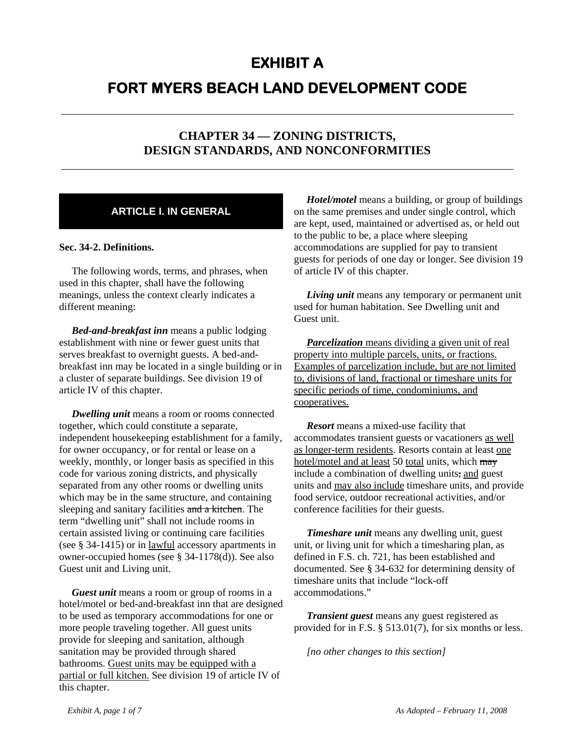# EXHIBIT A

# FORT MYERS BEACH LAND DEVELOPMENT CODE

## CHAPTER 34 — ZONING DISTRICTS, DESIGN STANDARDS, AND NONCONFORMITIES

### ARTICLE I. IN GENERAL

**Sec. 34-2. Definitions.**

The following words, terms, and phrases, when used in this chapter, shall have the following meanings, unless the context clearly indicates a different meaning:

***Bed-and-breakfast inn*** means a public lodging establishment with nine or fewer guest units that serves breakfast to overnight guests. A bed-and-breakfast inn may be located in a single building or in a cluster of separate buildings. See division 19 of article IV of this chapter.

***Dwelling unit*** means a room or rooms connected together, which could constitute a separate, independent housekeeping establishment for a family, for owner occupancy, or for rental or lease on a weekly, monthly, or longer basis as specified in this code for various zoning districts, and physically separated from any other rooms or dwelling units which may be in the same structure, and containing sleeping and sanitary facilities ~~and a kitchen~~. The term "dwelling unit" shall not include rooms in certain assisted living or continuing care facilities (see § 34-1415) or in <u>lawful</u> accessory apartments in owner-occupied homes (see § 34-1178(d)). See also Guest unit and Living unit.

***Guest unit*** means a room or group of rooms in a hotel/motel or bed-and-breakfast inn that are designed to be used as temporary accommodations for one or more people traveling together. All guest units provide for sleeping and sanitation, although sanitation may be provided through shared bathrooms. <u>Guest units may be equipped with a partial or full kitchen.</u> See division 19 of article IV of this chapter.

***Hotel/motel*** means a building, or group of buildings on the same premises and under single control, which are kept, used, maintained or advertised as, or held out to the public to be, a place where sleeping accommodations are supplied for pay to transient guests for periods of one day or longer. See division 19 of article IV of this chapter.

***Living unit*** means any temporary or permanent unit used for human habitation. See Dwelling unit and Guest unit.

<u>***Parcelization***</u> <u>means dividing a given unit of real property into multiple parcels, units, or fractions. Examples of parcelization include, but are not limited to, divisions of land, fractional or timeshare units for specific periods of time, condominiums, and cooperatives.</u>

***Resort*** means a mixed-use facility that accommodates transient guests or vacationers <u>as well as longer-term residents</u>. Resorts contain at least <u>one hotel/motel and at least</u> 50 <u>total</u> units, which ~~may~~ include a combination of dwelling units~~,~~ <u>and</u> guest units and <u>may also include</u> timeshare units, and provide food service, outdoor recreational activities, and/or conference facilities for their guests.

***Timeshare unit*** means any dwelling unit, guest unit, or living unit for which a timesharing plan, as defined in F.S. ch. 721, has been established and documented. See § 34-632 for determining density of timeshare units that include "lock-off accommodations."

***Transient guest*** means any guest registered as provided for in F.S. § 513.01(7), for six months or less.

*[no other changes to this section]*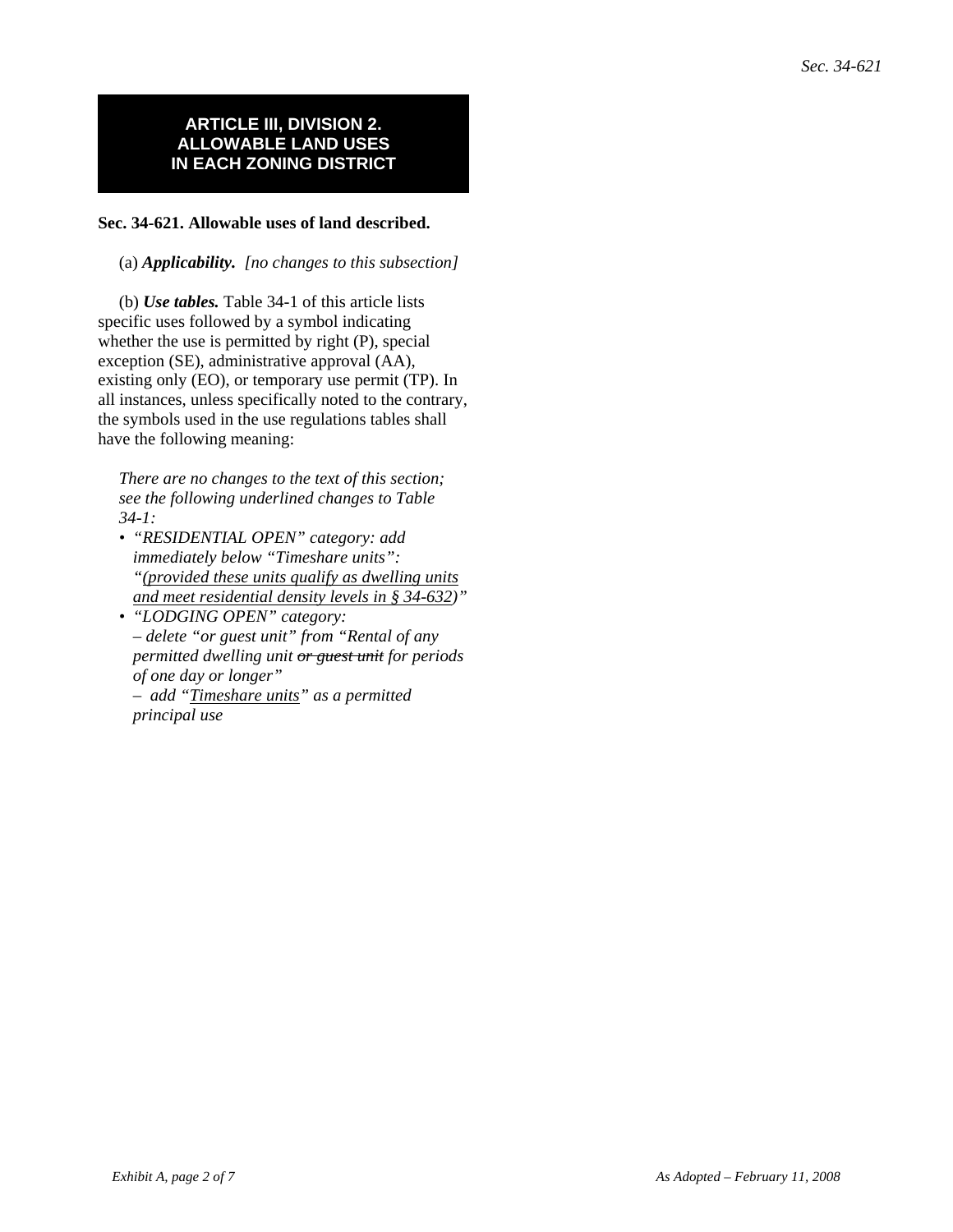**ARTICLE III, DIVISION 2.**
**ALLOWABLE LAND USES**
**IN EACH ZONING DISTRICT**

**Sec. 34-621. Allowable uses of land described.**

(a) ***Applicability.*** *[no changes to this subsection]*

(b) ***Use tables.*** Table 34-1 of this article lists specific uses followed by a symbol indicating whether the use is permitted by right (P), special exception (SE), administrative approval (AA), existing only (EO), or temporary use permit (TP). In all instances, unless specifically noted to the contrary, the symbols used in the use regulations tables shall have the following meaning:

*There are no changes to the text of this section; see the following underlined changes to Table 34-1:*

- *"RESIDENTIAL OPEN" category: add immediately below "Timeshare units": "<u>(provided these units qualify as dwelling units and meet residential density levels in § 34-632)</u>"*
- *"LODGING OPEN" category:*
  *– delete "or guest unit" from "Rental of any permitted dwelling unit ~~or guest unit~~ for periods of one day or longer"*
  *– add "<u>Timeshare units</u>" as a permitted principal use*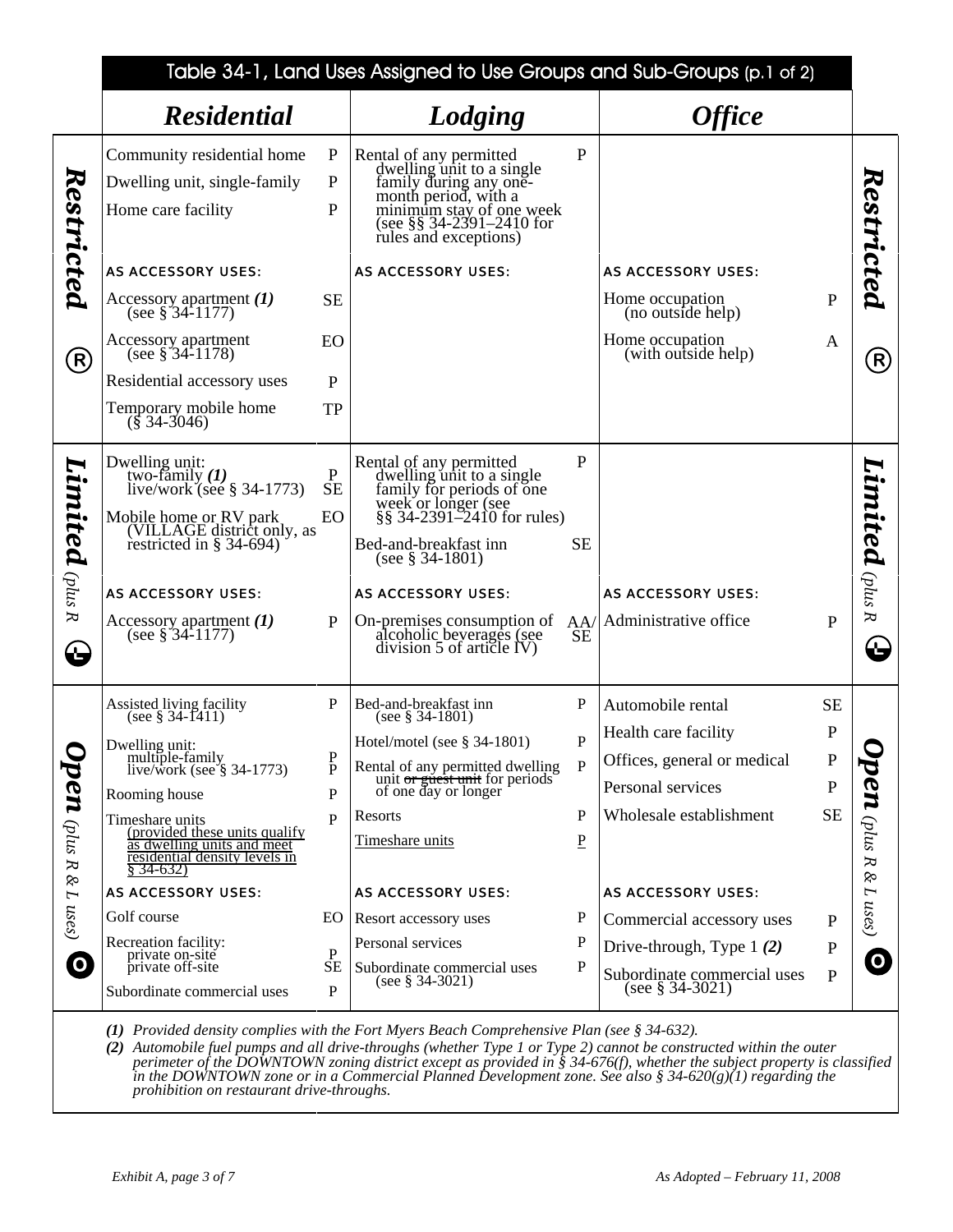## Table 34-1, Land Uses Assigned to Use Groups and Sub-Groups (p.1 of 2)

| | *Residential* | | *Lodging* | | *Office* | |
|---|---|---|---|---|---|---|
| ***Restricted*** (R) | Community residential home | P | Rental of any permitted dwelling unit to a single family during any one-month period, with a minimum stay of one week (see §§ 34-2391–2410 for rules and exceptions) | P | | |
| | Dwelling unit, single-family | P | | | | |
| | Home care facility | P | | | | |
| | **AS ACCESSORY USES:** | | **AS ACCESSORY USES:** | | **AS ACCESSORY USES:** | |
| | Accessory apartment ***(1)*** (see § 34-1177) | SE | | | Home occupation (no outside help) | P |
| | Accessory apartment (see § 34-1178) | EO | | | Home occupation (with outside help) | A |
| | Residential accessory uses | P | | | | |
| | Temporary mobile home (§ 34-3046) | TP | | | | |
| ***Limited*** *(plus R)* (L) | Dwelling unit: two-family ***(1)*** | P | Rental of any permitted dwelling unit to a single family for periods of one week or longer (see §§ 34-2391–2410 for rules) | P | | |
| | Dwelling unit: live/work (see § 34-1773) | SE | | | | |
| | Mobile home or RV park (VILLAGE district only, as restricted in § 34-694) | EO | Bed-and-breakfast inn (see § 34-1801) | SE | | |
| | **AS ACCESSORY USES:** | | **AS ACCESSORY USES:** | | **AS ACCESSORY USES:** | |
| | Accessory apartment ***(1)*** (see § 34-1177) | P | On-premises consumption of alcoholic beverages (see division 5 of article IV) | AA/SE | Administrative office | P |
| ***Open*** *(plus R & L uses)* (O) | Assisted living facility (see § 34-1411) | P | Bed-and-breakfast inn (see § 34-1801) | P | Automobile rental | SE |
| | Dwelling unit: multiple-family | P | Hotel/motel (see § 34-1801) | P | Health care facility | P |
| | Dwelling unit: live/work (see § 34-1773) | P | Rental of any permitted dwelling unit ~~or guest unit~~ for periods of one day or longer | P | Offices, general or medical | P |
| | Rooming house | P | Resorts | P | Personal services | P |
| | Timeshare units <u>(provided these units qualify as dwelling units and meet residential density levels in § 34-632)</u> | P | <u>Timeshare units</u> | <u>P</u> | Wholesale establishment | SE |
| | **AS ACCESSORY USES:** | | **AS ACCESSORY USES:** | | **AS ACCESSORY USES:** | |
| | Golf course | EO | Resort accessory uses | P | Commercial accessory uses | P |
| | Recreation facility: private on-site | P | Personal services | P | Drive-through, Type 1 ***(2)*** | P |
| | Recreation facility: private off-site | SE | Subordinate commercial uses (see § 34-3021) | P | Subordinate commercial uses (see § 34-3021) | P |
| | Subordinate commercial uses | P | | | | |

***(1)*** *Provided density complies with the Fort Myers Beach Comprehensive Plan (see § 34-632).*

***(2)*** *Automobile fuel pumps and all drive-throughs (whether Type 1 or Type 2) cannot be constructed within the outer perimeter of the DOWNTOWN zoning district except as provided in § 34-676(f), whether the subject property is classified in the DOWNTOWN zone or in a Commercial Planned Development zone. See also § 34-620(g)(1) regarding the prohibition on restaurant drive-throughs.*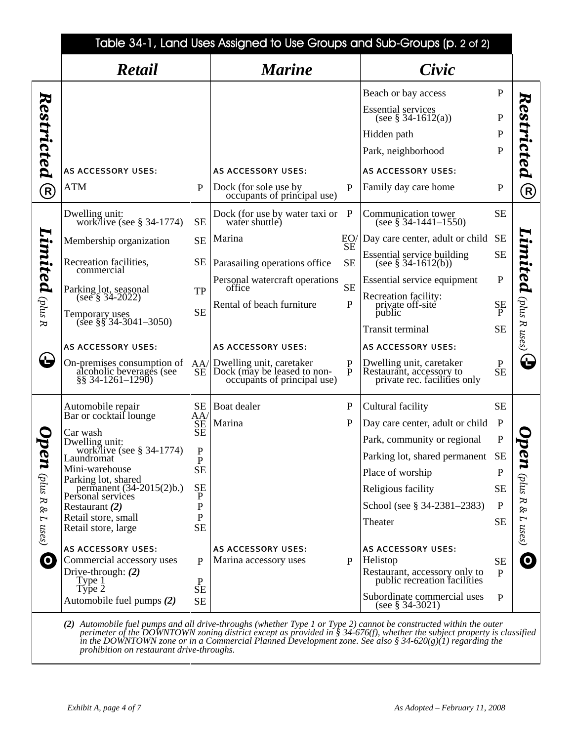## Table 34-1, Land Uses Assigned to Use Groups and Sub-Groups (p. 2 of 2)

| | Retail | | Marine | | Civic | |
|---|---|---|---|---|---|---|
| **Restricted (R)** | | | | | Beach or bay access | P |
| | | | | | Essential services (see § 34-1612(a)) | P |
| | | | | | Hidden path | P |
| | | | | | Park, neighborhood | P |
| | AS ACCESSORY USES: | | AS ACCESSORY USES: | | AS ACCESSORY USES: | |
| | ATM | P | Dock (for sole use by occupants of principal use) | P | Family day care home | P |
| **Limited (plus R uses) (L)** | Dwelling unit: work/live (see § 34-1774) | SE | Dock (for use by water taxi or water shuttle) | P | Communication tower (see § 34-1441–1550) | SE |
| | Membership organization | SE | Marina | EO/SE | Day care center, adult or child | SE |
| | Recreation facilities, commercial | SE | Parasailing operations office | SE | Essential service building (see § 34-1612(b)) | SE |
| | Parking lot, seasonal (see § 34-2022) | TP | Personal watercraft operations office | SE | Essential service equipment | P |
| | Temporary uses (see §§ 34-3041–3050) | SE | Rental of beach furniture | P | Recreation facility: private off-site | SE |
| | | | | | Recreation facility: public | P |
| | | | | | Transit terminal | SE |
| | AS ACCESSORY USES: | | AS ACCESSORY USES: | | AS ACCESSORY USES: | |
| | On-premises consumption of alcoholic beverages (see §§ 34-1261–1290) | AA/SE | Dwelling unit, caretaker | P | Dwelling unit, caretaker | P |
| | | | Dock (may be leased to non-occupants of principal use) | P | Restaurant, accessory to private rec. facilities only | SE |
| **Open (plus R & L uses) (O)** | Automobile repair | SE | Boat dealer | P | Cultural facility | SE |
| | Bar or cocktail lounge | AA/SE | Marina | P | Day care center, adult or child | P |
| | Car wash | SE | | | Park, community or regional | P |
| | Dwelling unit: work/live (see § 34-1774) | P | | | Parking lot, shared permanent | SE |
| | Laundromat | P | | | Place of worship | P |
| | Mini-warehouse | SE | | | Religious facility | SE |
| | Parking lot, shared permanent (34-2015(2)b.) | SE | | | School (see § 34-2381–2383) | P |
| | Personal services | P | | | Theater | SE |
| | Restaurant *(2)* | P | | | | |
| | Retail store, small | P | | | | |
| | Retail store, large | SE | | | | |
| | AS ACCESSORY USES: | | AS ACCESSORY USES: | | AS ACCESSORY USES: | |
| | Commercial accessory uses | P | Marina accessory uses | P | Helistop | SE |
| | Drive-through: *(2)* Type 1 | P | | | Restaurant, accessory only to public recreation facilities | P |
| | Drive-through: *(2)* Type 2 | SE | | | | |
| | Automobile fuel pumps *(2)* | SE | | | Subordinate commercial uses (see § 34-3021) | P |

***(2)*** *Automobile fuel pumps and all drive-throughs (whether Type 1 or Type 2) cannot be constructed within the outer perimeter of the DOWNTOWN zoning district except as provided in § 34-676(f), whether the subject property is classified in the DOWNTOWN zone or in a Commercial Planned Development zone. See also § 34-620(g)(1) regarding the prohibition on restaurant drive-throughs.*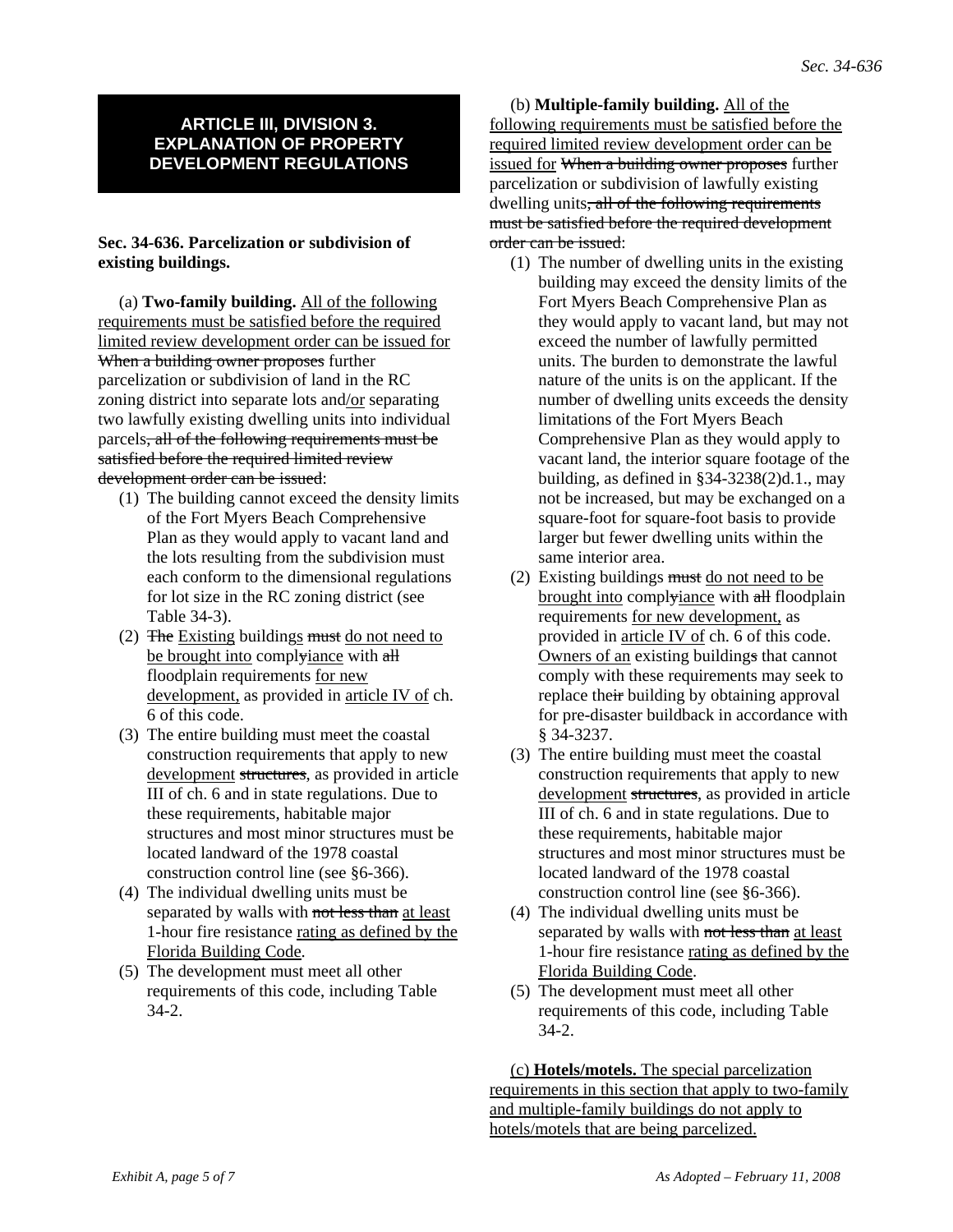## ARTICLE III, DIVISION 3. EXPLANATION OF PROPERTY DEVELOPMENT REGULATIONS

**Sec. 34-636. Parcelization or subdivision of existing buildings.**

(a) **Two-family building.** <u>All of the following requirements must be satisfied before the required limited review development order can be issued for</u> ~~When a building owner proposes~~ further parcelization or subdivision of land in the RC zoning district into separate lots and<u>/or</u> separating two lawfully existing dwelling units into individual parcels~~, all of the following requirements must be satisfied before the required limited review development order can be issued~~:

1. The building cannot exceed the density limits of the Fort Myers Beach Comprehensive Plan as they would apply to vacant land and the lots resulting from the subdivision must each conform to the dimensional regulations for lot size in the RC zoning district (see Table 34-3).
2. ~~The~~ <u>Existing</u> buildings ~~must~~ <u>do not need to be brought into</u> compl~~y~~<u>iance</u> with ~~all~~ floodplain requirements <u>for new development,</u> as provided in <u>article IV of</u> ch. 6 of this code.
3. The entire building must meet the coastal construction requirements that apply to new <u>development</u> ~~structures~~, as provided in article III of ch. 6 and in state regulations. Due to these requirements, habitable major structures and most minor structures must be located landward of the 1978 coastal construction control line (see §6-366).
4. The individual dwelling units must be separated by walls with ~~not less than~~ <u>at least</u> 1-hour fire resistance <u>rating as defined by the Florida Building Code</u>.
5. The development must meet all other requirements of this code, including Table 34-2.

(b) **Multiple-family building.** <u>All of the following requirements must be satisfied before the required limited review development order can be issued for</u> ~~When a building owner proposes~~ further parcelization or subdivision of lawfully existing dwelling units~~, all of the following requirements must be satisfied before the required development order can be issued~~:

1. The number of dwelling units in the existing building may exceed the density limits of the Fort Myers Beach Comprehensive Plan as they would apply to vacant land, but may not exceed the number of lawfully permitted units. The burden to demonstrate the lawful nature of the units is on the applicant. If the number of dwelling units exceeds the density limitations of the Fort Myers Beach Comprehensive Plan as they would apply to vacant land, the interior square footage of the building, as defined in §34-3238(2)d.1., may not be increased, but may be exchanged on a square-foot for square-foot basis to provide larger but fewer dwelling units within the same interior area.
2. Existing buildings ~~must~~ <u>do not need to be brought into</u> compl~~y~~<u>iance</u> with ~~all~~ floodplain requirements <u>for new development,</u> as provided in <u>article IV of</u> ch. 6 of this code. <u>Owners of an</u> existing building~~s~~ that cannot comply with these requirements may seek to replace the~~ir~~ building by obtaining approval for pre-disaster buildback in accordance with § 34-3237.
3. The entire building must meet the coastal construction requirements that apply to new <u>development</u> ~~structures~~, as provided in article III of ch. 6 and in state regulations. Due to these requirements, habitable major structures and most minor structures must be located landward of the 1978 coastal construction control line (see §6-366).
4. The individual dwelling units must be separated by walls with ~~not less than~~ <u>at least</u> 1-hour fire resistance <u>rating as defined by the Florida Building Code</u>.
5. The development must meet all other requirements of this code, including Table 34-2.

<u>(c) **Hotels/motels.** The special parcelization requirements in this section that apply to two-family and multiple-family buildings do not apply to hotels/motels that are being parcelized.</u>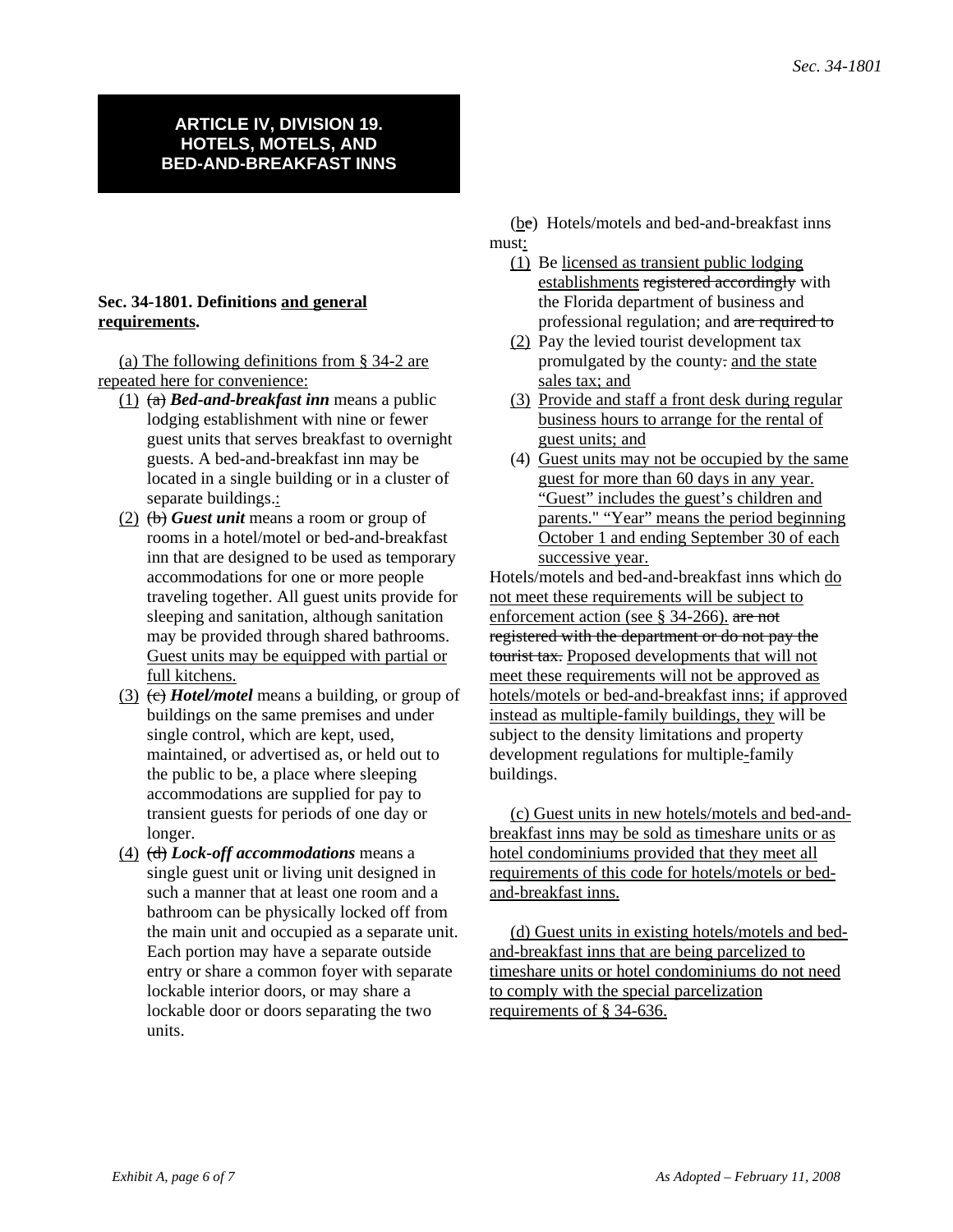# ARTICLE IV, DIVISION 19. HOTELS, MOTELS, AND BED-AND-BREAKFAST INNS

**Sec. 34-1801. Definitions <u>and general requirements</u>.**

<u>(a) The following definitions from § 34-2 are repeated here for convenience:</u>

<u>(1)</u> ~~(a)~~ ***Bed-and-breakfast inn*** means a public lodging establishment with nine or fewer guest units that serves breakfast to overnight guests. A bed-and-breakfast inn may be located in a single building or in a cluster of separate buildings.~~.~~<u>:</u>

<u>(2)</u> ~~(b)~~ ***Guest unit*** means a room or group of rooms in a hotel/motel or bed-and-breakfast inn that are designed to be used as temporary accommodations for one or more people traveling together. All guest units provide for sleeping and sanitation, although sanitation may be provided through shared bathrooms. <u>Guest units may be equipped with partial or full kitchens.</u>

<u>(3)</u> ~~(c)~~ ***Hotel/motel*** means a building, or group of buildings on the same premises and under single control, which are kept, used, maintained, or advertised as, or held out to the public to be, a place where sleeping accommodations are supplied for pay to transient guests for periods of one day or longer.

<u>(4)</u> ~~(d)~~ ***Lock-off accommodations*** means a single guest unit or living unit designed in such a manner that at least one room and a bathroom can be physically locked off from the main unit and occupied as a separate unit. Each portion may have a separate outside entry or share a common foyer with separate lockable interior doors, or may share a lockable door or doors separating the two units.

(<u>b</u>~~e~~) Hotels/motels and bed-and-breakfast inns must<u>:</u>

<u>(1)</u> Be <u>licensed as transient public lodging establishments</u> ~~registered accordingly~~ with the Florida department of business and professional regulation; and ~~are required to~~

<u>(2)</u> Pay the levied tourist development tax promulgated by the county~~.~~ <u>and the state sales tax; and</u>

<u>(3) Provide and staff a front desk during regular business hours to arrange for the rental of guest units; and</u>

(4) <u>Guest units may not be occupied by the same guest for more than 60 days in any year. "Guest" includes the guest's children and parents." "Year" means the period beginning October 1 and ending September 30 of each successive year.</u>

Hotels/motels and bed-and-breakfast inns which <u>do not meet these requirements will be subject to enforcement action (see § 34-266).</u> ~~are not registered with the department or do not pay the tourist tax.~~ <u>Proposed developments that will not meet these requirements will not be approved as hotels/motels or bed-and-breakfast inns; if approved instead as multiple-family buildings, they</u> will be subject to the density limitations and property development regulations for multiple<u>-</u>family buildings.

<u>(c) Guest units in new hotels/motels and bed-and-breakfast inns may be sold as timeshare units or as hotel condominiums provided that they meet all requirements of this code for hotels/motels or bed-and-breakfast inns.</u>

<u>(d) Guest units in existing hotels/motels and bed-and-breakfast inns that are being parcelized to timeshare units or hotel condominiums do not need to comply with the special parcelization requirements of § 34-636.</u>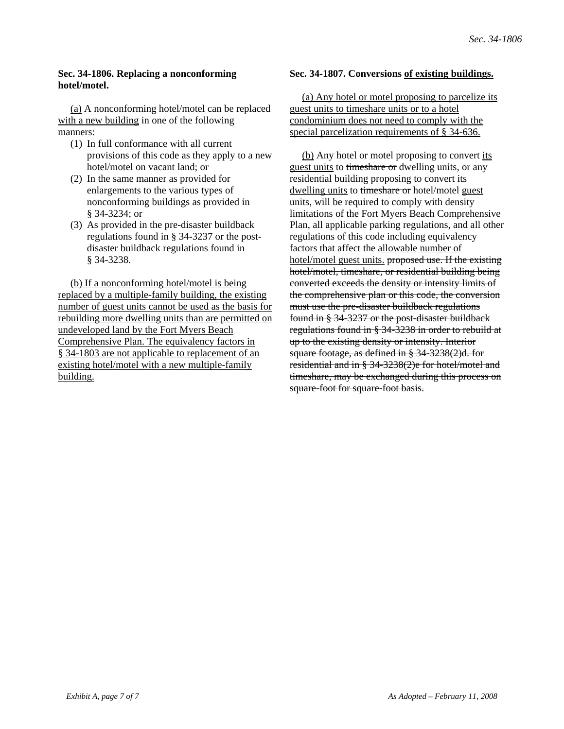**Sec. 34-1806. Replacing a nonconforming hotel/motel.**

<u>(a)</u> A nonconforming hotel/motel can be replaced <u>with a new building</u> in one of the following manners:

1. In full conformance with all current provisions of this code as they apply to a new hotel/motel on vacant land; or
2. In the same manner as provided for enlargements to the various types of nonconforming buildings as provided in § 34-3234; or
3. As provided in the pre-disaster buildback regulations found in § 34-3237 or the post-disaster buildback regulations found in § 34-3238.

<u>(b) If a nonconforming hotel/motel is being replaced by a multiple-family building, the existing number of guest units cannot be used as the basis for rebuilding more dwelling units than are permitted on undeveloped land by the Fort Myers Beach Comprehensive Plan. The equivalency factors in § 34-1803 are not applicable to replacement of an existing hotel/motel with a new multiple-family building.</u>

**Sec. 34-1807. Conversions <u>of existing buildings.</u>**

<u>(a) Any hotel or motel proposing to parcelize its guest units to timeshare units or to a hotel condominium does not need to comply with the special parcelization requirements of § 34-636.</u>

<u>(b)</u> Any hotel or motel proposing to convert <u>its guest units</u> to ~~timeshare or~~ dwelling units, or any residential building proposing to convert <u>its dwelling units</u> to ~~timeshare or~~ hotel/motel <u>guest</u> units, will be required to comply with density limitations of the Fort Myers Beach Comprehensive Plan, all applicable parking regulations, and all other regulations of this code including equivalency factors that affect the <u>allowable number of hotel/motel guest units.</u> ~~proposed use. If the existing hotel/motel, timeshare, or residential building being converted exceeds the density or intensity limits of the comprehensive plan or this code, the conversion must use the pre-disaster buildback regulations found in § 34-3237 or the post-disaster buildback regulations found in § 34-3238 in order to rebuild at up to the existing density or intensity. Interior square footage, as defined in § 34-3238(2)d. for residential and in § 34-3238(2)e for hotel/motel and timeshare, may be exchanged during this process on square-foot for square-foot basis.~~